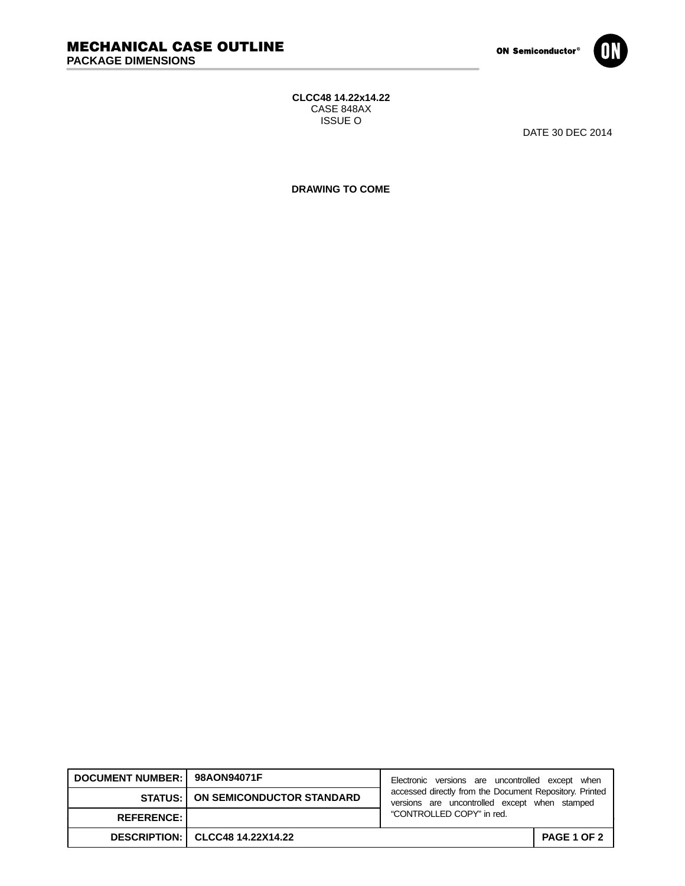# MECHANICAL CASE OUTLINE

## PACKAGE DIMENSIONS

ON Semiconductor®

**CLCC48 14.22x14.22**
CASE 848AX
ISSUE O

DATE 30 DEC 2014

**DRAWING TO COME**

| **DOCUMENT NUMBER:** | **98AON94071F** | Electronic versions are uncontrolled except when accessed directly from the Document Repository. Printed versions are uncontrolled except when stamped "CONTROLLED COPY" in red. |
|---|---|---|
| **STATUS:** | **ON SEMICONDUCTOR STANDARD** | |
| **REFERENCE:** | | |
| **DESCRIPTION:** | **CLCC48 14.22X14.22** | **PAGE 1 OF 2** |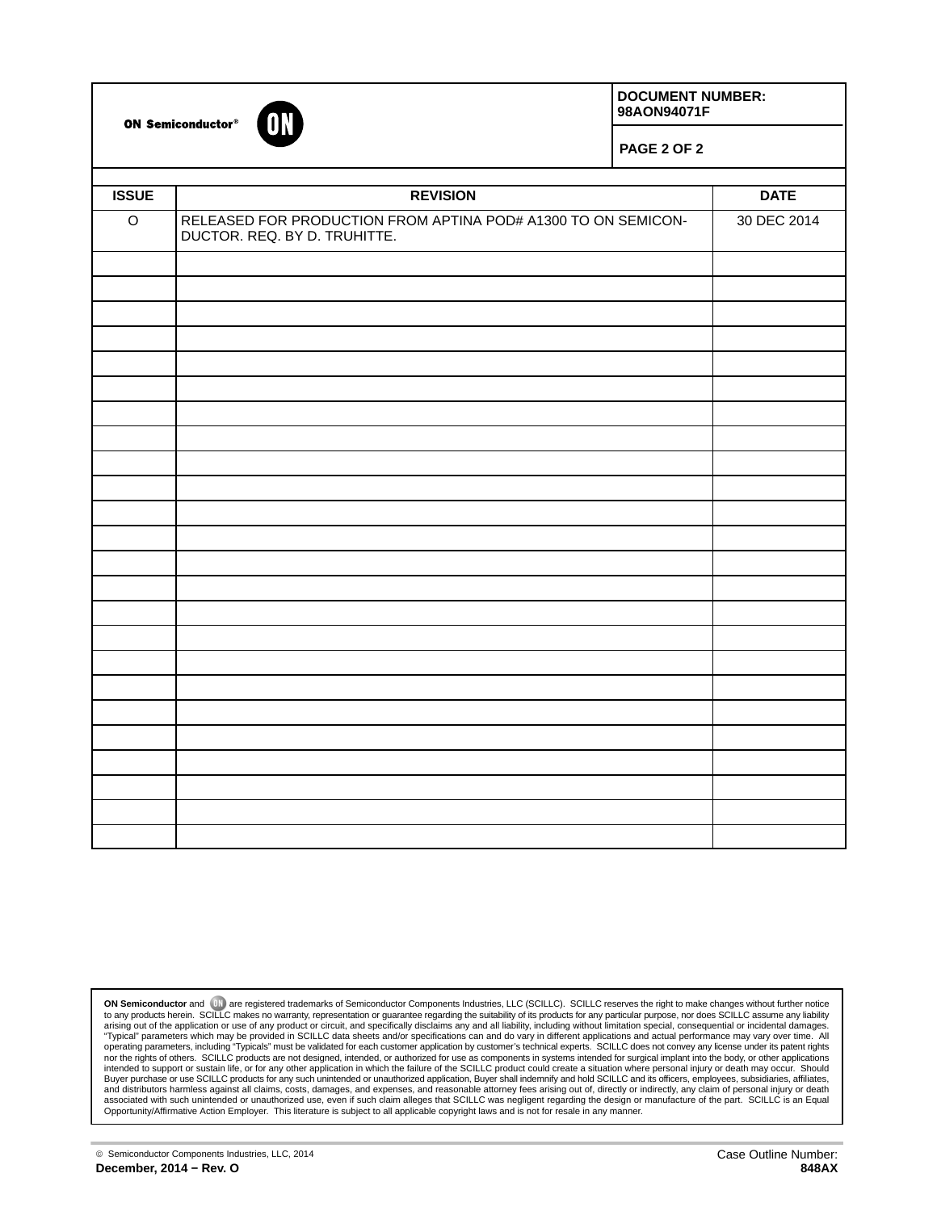ON Semiconductor®

| DOCUMENT NUMBER: 98AON94071F |
|---|
| PAGE 2 OF 2 |

| ISSUE | REVISION | DATE |
|---|---|---|
| O | RELEASED FOR PRODUCTION FROM APTINA POD# A1300 TO ON SEMICONDUCTOR. REQ. BY D. TRUHITTE. | 30 DEC 2014 |
| | | |
| | | |
| | | |
| | | |
| | | |
| | | |
| | | |
| | | |
| | | |
| | | |
| | | |
| | | |
| | | |
| | | |
| | | |
| | | |
| | | |
| | | |
| | | |
| | | |
| | | |
| | | |
| | | |

**ON Semiconductor** and ON are registered trademarks of Semiconductor Components Industries, LLC (SCILLC). SCILLC reserves the right to make changes without further notice to any products herein. SCILLC makes no warranty, representation or guarantee regarding the suitability of its products for any particular purpose, nor does SCILLC assume any liability arising out of the application or use of any product or circuit, and specifically disclaims any and all liability, including without limitation special, consequential or incidental damages. "Typical" parameters which may be provided in SCILLC data sheets and/or specifications can and do vary in different applications and actual performance may vary over time. All operating parameters, including "Typicals" must be validated for each customer application by customer's technical experts. SCILLC does not convey any license under its patent rights nor the rights of others. SCILLC products are not designed, intended, or authorized for use as components in systems intended for surgical implant into the body, or other applications intended to support or sustain life, or for any other application in which the failure of the SCILLC product could create a situation where personal injury or death may occur. Should Buyer purchase or use SCILLC products for any such unintended or unauthorized application, Buyer shall indemnify and hold SCILLC and its officers, employees, subsidiaries, affiliates, and distributors harmless against all claims, costs, damages, and expenses, and reasonable attorney fees arising out of, directly or indirectly, any claim of personal injury or death associated with such unintended or unauthorized use, even if such claim alleges that SCILLC was negligent regarding the design or manufacture of the part. SCILLC is an Equal Opportunity/Affirmative Action Employer. This literature is subject to all applicable copyright laws and is not for resale in any manner.

© Semiconductor Components Industries, LLC, 2014

**December, 2014 − Rev. O**

Case Outline Number:
**848AX**